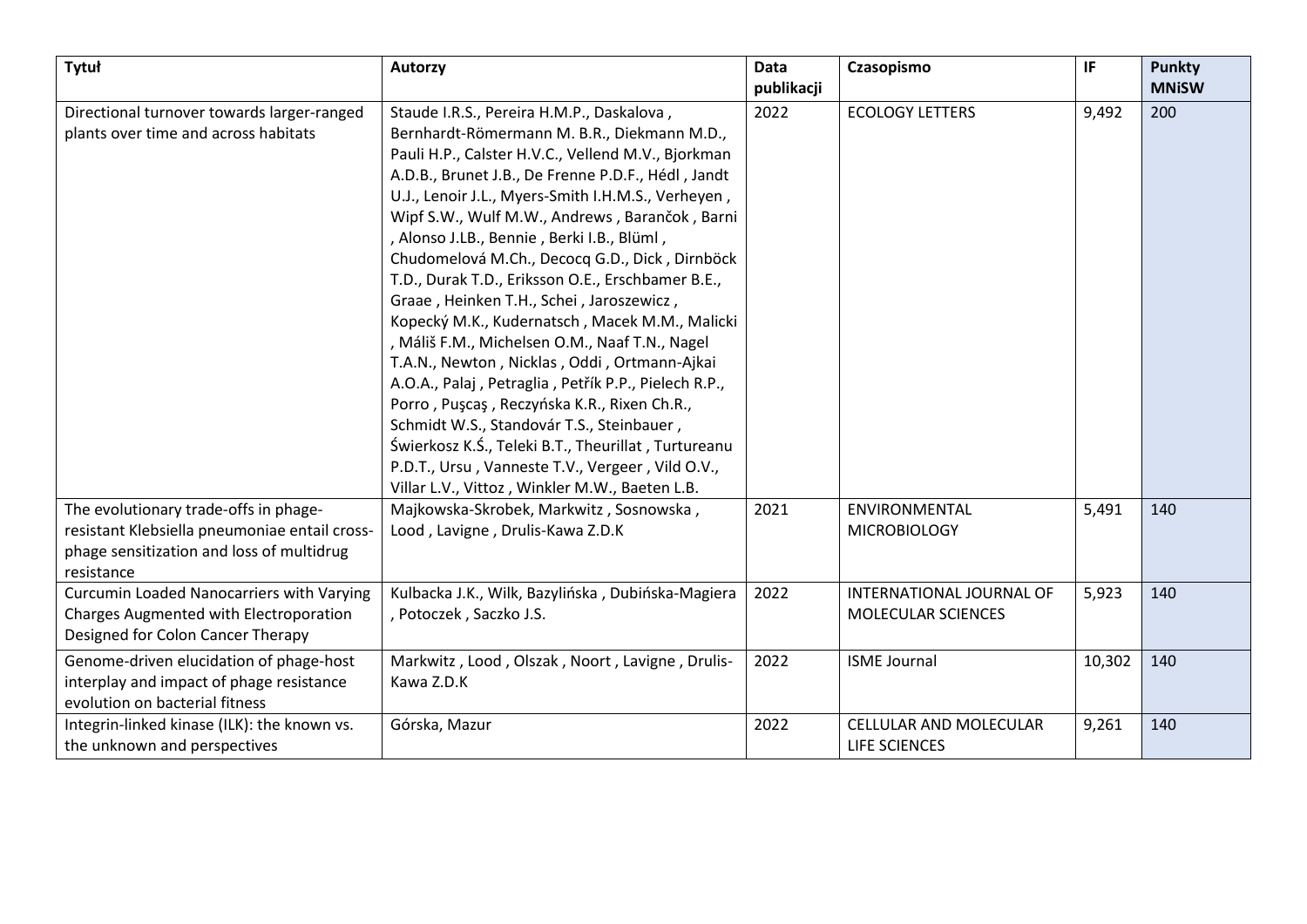| Tytuł | Autorzy | Data publikacji | Czasopismo | IF | Punkty MNiSW |
| --- | --- | --- | --- | --- | --- |
| Directional turnover towards larger-ranged plants over time and across habitats | Staude I.R.S., Pereira H.M.P., Daskalova , Bernhardt-Römermann M. B.R., Diekmann M.D., Pauli H.P., Calster H.V.C., Vellend M.V., Bjorkman A.D.B., Brunet J.B., De Frenne P.D.F., Hédl , Jandt U.J., Lenoir J.L., Myers-Smith I.H.M.S., Verheyen , Wipf S.W., Wulf M.W., Andrews , Barančok , Barni , Alonso J.LB., Bennie , Berki I.B., Blüml , Chudomelová M.Ch., Decocq G.D., Dick , Dirnböck T.D., Durak T.D., Eriksson O.E., Erschbamer B.E., Graae , Heinken T.H., Schei , Jaroszewicz , Kopecký M.K., Kudernatsch , Macek M.M., Malicki , Máliš F.M., Michelsen O.M., Naaf T.N., Nagel T.A.N., Newton , Nicklas , Oddi , Ortmann-Ajkai A.O.A., Palaj , Petraglia , Petřík P.P., Pielech R.P., Porro , Puşcaş , Reczyńska K.R., Rixen Ch.R., Schmidt W.S., Standovár T.S., Steinbauer , Świerkosz K.Ś., Teleki B.T., Theurillat , Turtureanu P.D.T., Ursu , Vanneste T.V., Vergeer , Vild O.V., Villar L.V., Vittoz , Winkler M.W., Baeten L.B. | 2022 | ECOLOGY LETTERS | 9,492 | 200 |
| The evolutionary trade-offs in phage-resistant Klebsiella pneumoniae entail cross-phage sensitization and loss of multidrug resistance | Majkowska-Skrobek, Markwitz , Sosnowska , Lood , Lavigne , Drulis-Kawa Z.D.K | 2021 | ENVIRONMENTAL MICROBIOLOGY | 5,491 | 140 |
| Curcumin Loaded Nanocarriers with Varying Charges Augmented with Electroporation Designed for Colon Cancer Therapy | Kulbacka J.K., Wilk, Bazylińska , Dubińska-Magiera , Potoczek , Saczko J.S. | 2022 | INTERNATIONAL JOURNAL OF MOLECULAR SCIENCES | 5,923 | 140 |
| Genome-driven elucidation of phage-host interplay and impact of phage resistance evolution on bacterial fitness | Markwitz , Lood , Olszak , Noort , Lavigne , Drulis-Kawa Z.D.K | 2022 | ISME Journal | 10,302 | 140 |
| Integrin-linked kinase (ILK): the known vs. the unknown and perspectives | Górska, Mazur | 2022 | CELLULAR AND MOLECULAR LIFE SCIENCES | 9,261 | 140 |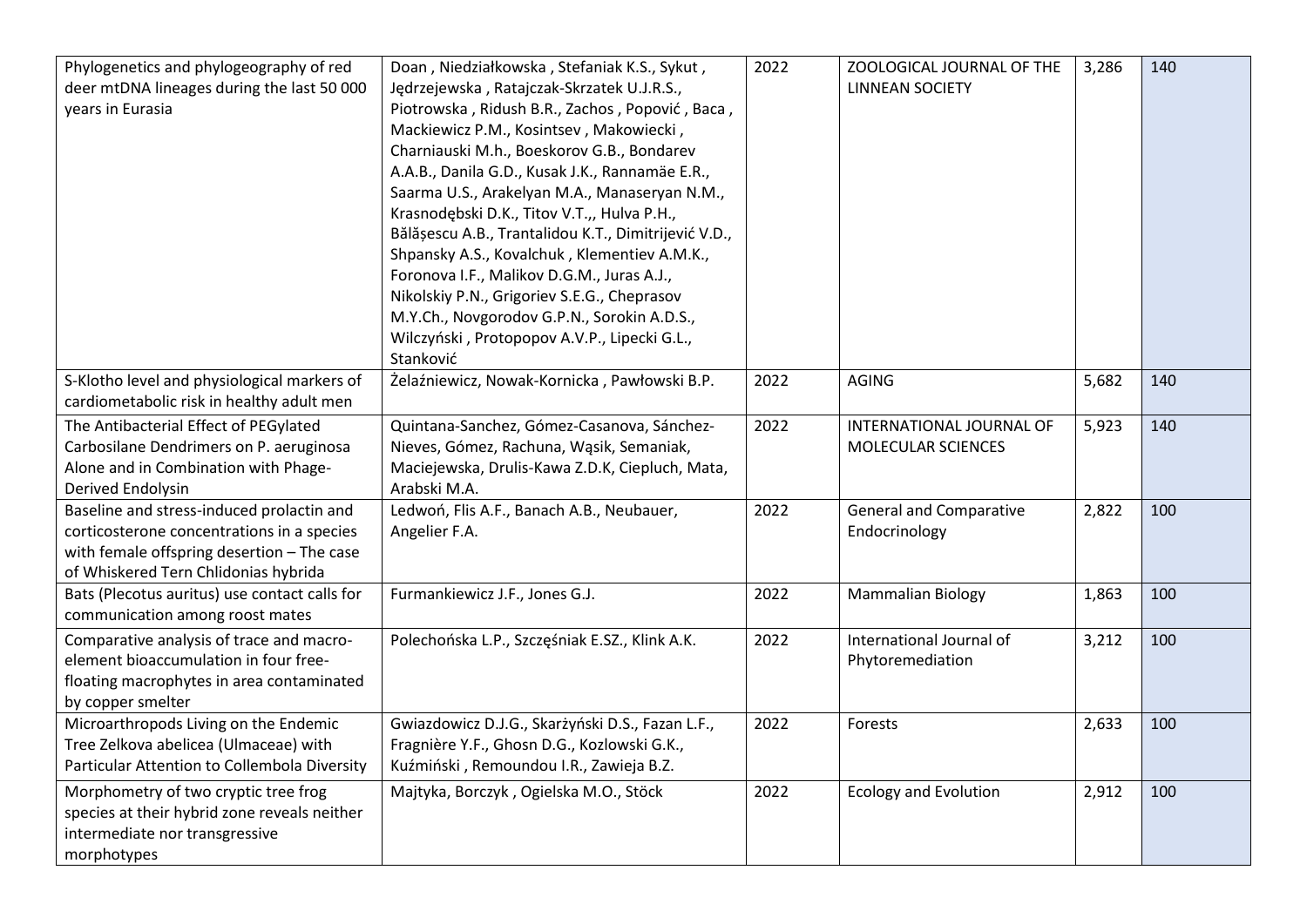| Phylogenetics and phylogeography of red deer mtDNA lineages during the last 50 000 years in Eurasia | Doan , Niedziałkowska , Stefaniak K.S., Sykut , Jędrzejewska , Ratajczak-Skrzatek U.J.R.S., Piotrowska , Ridush B.R., Zachos , Popović , Baca , Mackiewicz P.M., Kosintsev , Makowiecki , Charniauski M.h., Boeskorov G.B., Bondarev A.A.B., Danila G.D., Kusak J.K., Rannamäe E.R., Saarma U.S., Arakelyan M.A., Manaseryan N.M., Krasnodębski D.K., Titov V.T.,, Hulva P.H., Bălășescu A.B., Trantalidou K.T., Dimitrijević V.D., Shpansky A.S., Kovalchuk , Klementiev A.M.K., Foronova I.F., Malikov D.G.M., Juras A.J., Nikolskiy P.N., Grigoriev S.E.G., Cheprasov M.Y.Ch., Novgorodov G.P.N., Sorokin A.D.S., Wilczyński , Protopopov A.V.P., Lipecki G.L., Stanković | 2022 | ZOOLOGICAL JOURNAL OF THE LINNEAN SOCIETY | 3,286 | 140 |
|---|---|---|---|---|---|
| S-Klotho level and physiological markers of cardiometabolic risk in healthy adult men | Żelaźniewicz, Nowak-Kornicka , Pawłowski B.P. | 2022 | AGING | 5,682 | 140 |
| The Antibacterial Effect of PEGylated Carbosilane Dendrimers on P. aeruginosa Alone and in Combination with Phage-Derived Endolysin | Quintana-Sanchez, Gómez-Casanova, Sánchez-Nieves, Gómez, Rachuna, Wąsik, Semaniak, Maciejewska, Drulis-Kawa Z.D.K, Ciepluch, Mata, Arabski M.A. | 2022 | INTERNATIONAL JOURNAL OF MOLECULAR SCIENCES | 5,923 | 140 |
| Baseline and stress-induced prolactin and corticosterone concentrations in a species with female offspring desertion – The case of Whiskered Tern Chlidonias hybrida | Ledwoń, Flis A.F., Banach A.B., Neubauer, Angelier F.A. | 2022 | General and Comparative Endocrinology | 2,822 | 100 |
| Bats (Plecotus auritus) use contact calls for communication among roost mates | Furmankiewicz J.F., Jones G.J. | 2022 | Mammalian Biology | 1,863 | 100 |
| Comparative analysis of trace and macro-element bioaccumulation in four free-floating macrophytes in area contaminated by copper smelter | Polechońska L.P., Szczęśniak E.SZ., Klink A.K. | 2022 | International Journal of Phytoremediation | 3,212 | 100 |
| Microarthropods Living on the Endemic Tree Zelkova abelicea (Ulmaceae) with Particular Attention to Collembola Diversity | Gwiazdowicz D.J.G., Skarżyński D.S., Fazan L.F., Fragnière Y.F., Ghosn D.G., Kozlowski G.K., Kuźmiński , Remoundou I.R., Zawieja B.Z. | 2022 | Forests | 2,633 | 100 |
| Morphometry of two cryptic tree frog species at their hybrid zone reveals neither intermediate nor transgressive morphotypes | Majtyka, Borczyk , Ogielska M.O., Stöck | 2022 | Ecology and Evolution | 2,912 | 100 |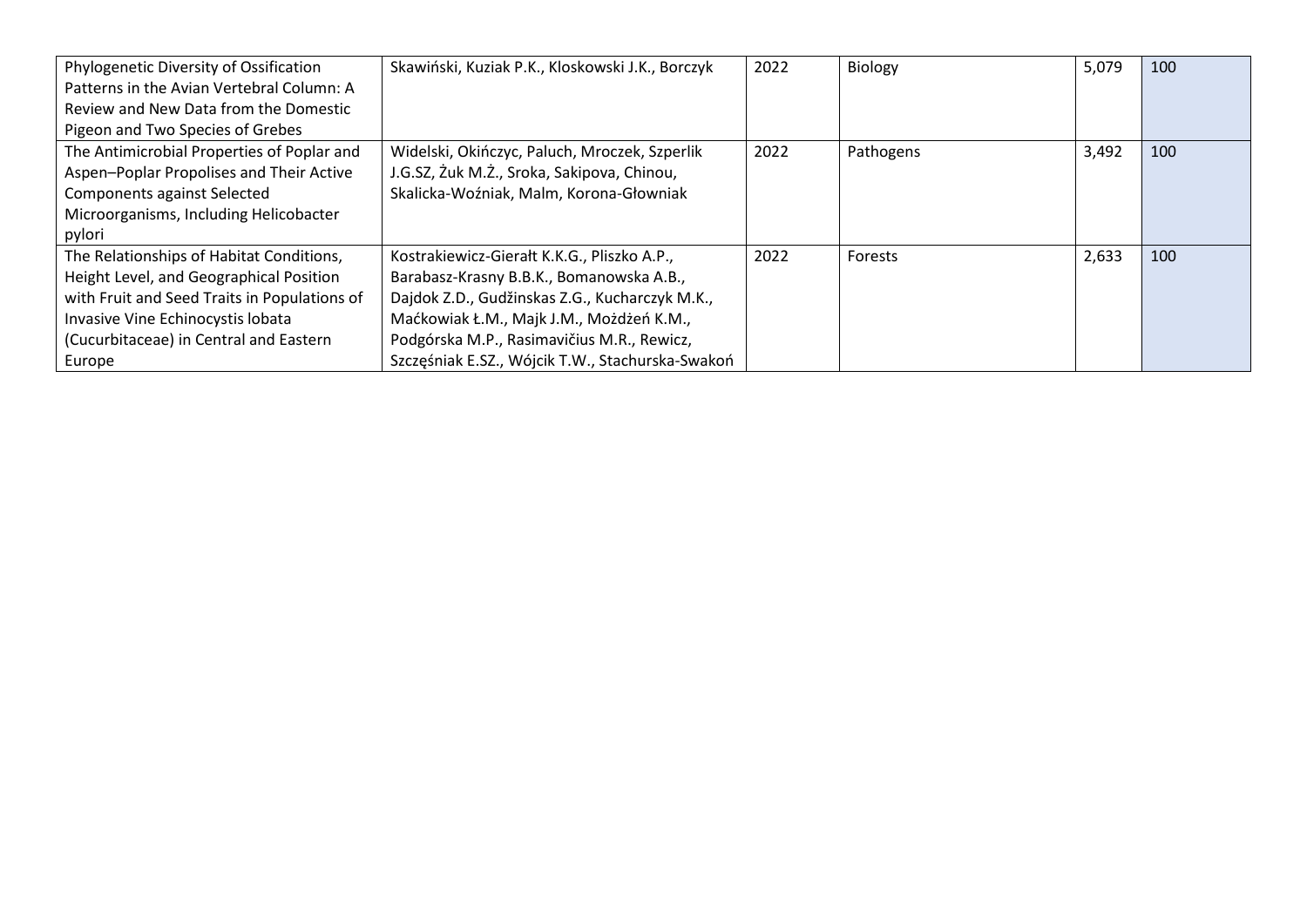| | | | | | |
|---|---|---|---|---|---|
| Phylogenetic Diversity of Ossification Patterns in the Avian Vertebral Column: A Review and New Data from the Domestic Pigeon and Two Species of Grebes | Skawiński, Kuziak P.K., Kloskowski J.K., Borczyk | 2022 | Biology | 5,079 | 100 |
| The Antimicrobial Properties of Poplar and Aspen–Poplar Propolises and Their Active Components against Selected Microorganisms, Including Helicobacter pylori | Widelski, Okińczyc, Paluch, Mroczek, Szperlik J.G.SZ, Żuk M.Ż., Sroka, Sakipova, Chinou, Skalicka-Woźniak, Malm, Korona-Głowniak | 2022 | Pathogens | 3,492 | 100 |
| The Relationships of Habitat Conditions, Height Level, and Geographical Position with Fruit and Seed Traits in Populations of Invasive Vine Echinocystis lobata (Cucurbitaceae) in Central and Eastern Europe | Kostrakiewicz-Gierałt K.K.G., Pliszko A.P., Barabasz-Krasny B.B.K., Bomanowska A.B., Dajdok Z.D., Gudžinskas Z.G., Kucharczyk M.K., Maćkowiak Ł.M., Majk J.M., Możdżeń K.M., Podgórska M.P., Rasimavičius M.R., Rewicz, Szczęśniak E.SZ., Wójcik T.W., Stachurska-Swakoń | 2022 | Forests | 2,633 | 100 |